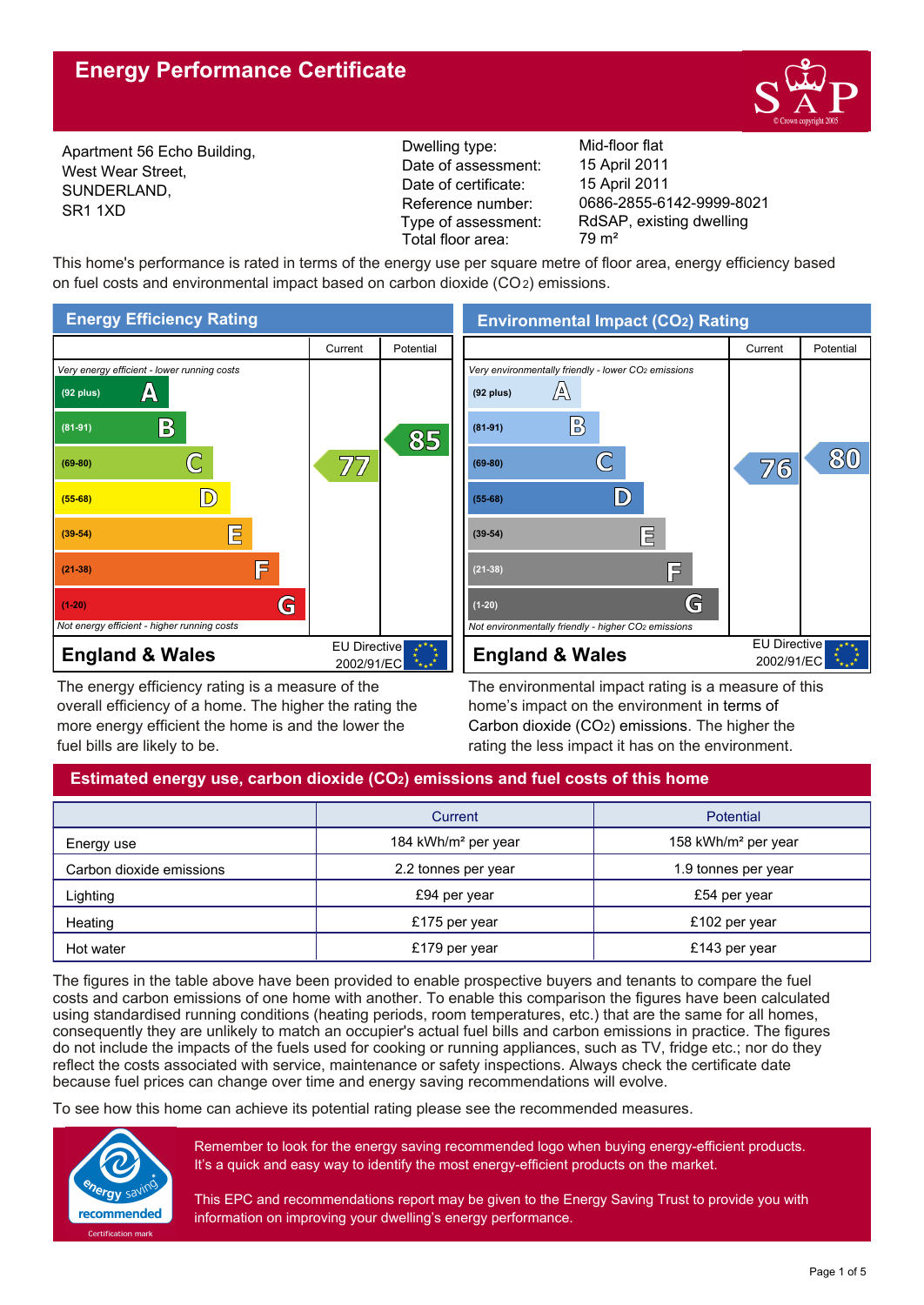# Energy Performance Certificate

Apartment 56 Echo Building,
West Wear Street,
SUNDERLAND,
SR1 1XD

| | |
|---|---|
| Dwelling type: | Mid-floor flat |
| Date of assessment: | 15 April 2011 |
| Date of certificate: | 15 April 2011 |
| Reference number: | 0686-2855-6142-9999-8021 |
| Type of assessment: | RdSAP, existing dwelling |
| Total floor area: | 79 m² |

This home's performance is rated in terms of the energy use per square metre of floor area, energy efficiency based on fuel costs and environmental impact based on carbon dioxide ($CO_2$) emissions.

## Energy Efficiency Rating

| Rating | Current | Potential |
|---|---|---|
| *Very energy efficient - lower running costs* | | |
| (92 plus) A | | |
| (81-91) B | | 85 |
| (69-80) C | 77 | |
| (55-68) D | | |
| (39-54) E | | |
| (21-38) F | | |
| (1-20) G | | |
| *Not energy efficient - higher running costs* | | |

**England & Wales** — EU Directive 2002/91/EC

The energy efficiency rating is a measure of the overall efficiency of a home. The higher the rating the more energy efficient the home is and the lower the fuel bills are likely to be.

## Environmental Impact ($CO_2$) Rating

| Rating | Current | Potential |
|---|---|---|
| *Very environmentally friendly - lower $CO_2$ emissions* | | |
| (92 plus) A | | |
| (81-91) B | | |
| (69-80) C | 76 | 80 |
| (55-68) D | | |
| (39-54) E | | |
| (21-38) F | | |
| (1-20) G | | |
| *Not environmentally friendly - higher $CO_2$ emissions* | | |

**England & Wales** — EU Directive 2002/91/EC

The environmental impact rating is a measure of this home's impact on the environment in terms of Carbon dioxide ($CO_2$) emissions. The higher the rating the less impact it has on the environment.

## Estimated energy use, carbon dioxide ($CO_2$) emissions and fuel costs of this home

| | Current | Potential |
|---|---|---|
| Energy use | 184 kWh/m² per year | 158 kWh/m² per year |
| Carbon dioxide emissions | 2.2 tonnes per year | 1.9 tonnes per year |
| Lighting | £94 per year | £54 per year |
| Heating | £175 per year | £102 per year |
| Hot water | £179 per year | £143 per year |

The figures in the table above have been provided to enable prospective buyers and tenants to compare the fuel costs and carbon emissions of one home with another. To enable this comparison the figures have been calculated using standardised running conditions (heating periods, room temperatures, etc.) that are the same for all homes, consequently they are unlikely to match an occupier's actual fuel bills and carbon emissions in practice. The figures do not include the impacts of the fuels used for cooking or running appliances, such as TV, fridge etc.; nor do they reflect the costs associated with service, maintenance or safety inspections. Always check the certificate date because fuel prices can change over time and energy saving recommendations will evolve.

To see how this home can achieve its potential rating please see the recommended measures.

energy saving recommended — Certification mark

Remember to look for the energy saving recommended logo when buying energy-efficient products. It's a quick and easy way to identify the most energy-efficient products on the market.

This EPC and recommendations report may be given to the Energy Saving Trust to provide you with information on improving your dwelling's energy performance.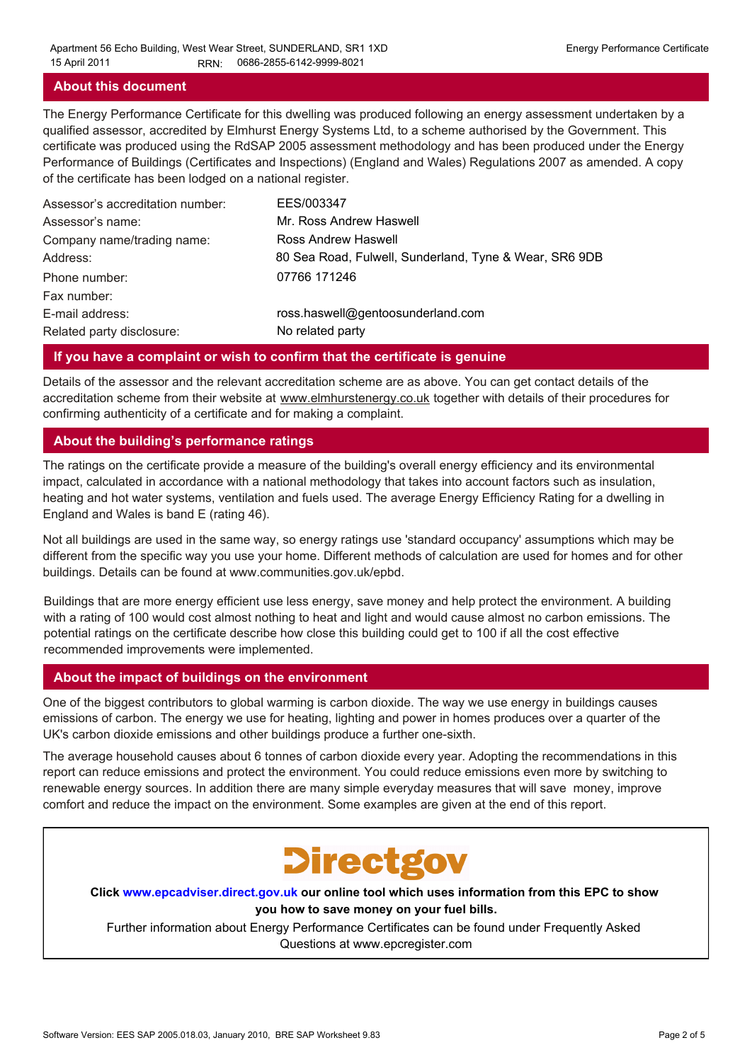## About this document

The Energy Performance Certificate for this dwelling was produced following an energy assessment undertaken by a qualified assessor, accredited by Elmhurst Energy Systems Ltd, to a scheme authorised by the Government. This certificate was produced using the RdSAP 2005 assessment methodology and has been produced under the Energy Performance of Buildings (Certificates and Inspections) (England and Wales) Regulations 2007 as amended. A copy of the certificate has been lodged on a national register.

| | |
|---|---|
| Assessor's accreditation number: | EES/003347 |
| Assessor's name: | Mr. Ross Andrew Haswell |
| Company name/trading name: | Ross Andrew Haswell |
| Address: | 80 Sea Road, Fulwell, Sunderland, Tyne & Wear, SR6 9DB |
| Phone number: | 07766 171246 |
| Fax number: | |
| E-mail address: | ross.haswell@gentoosunderland.com |
| Related party disclosure: | No related party |

## If you have a complaint or wish to confirm that the certificate is genuine

Details of the assessor and the relevant accreditation scheme are as above. You can get contact details of the accreditation scheme from their website at www.elmhurstenergy.co.uk together with details of their procedures for confirming authenticity of a certificate and for making a complaint.

## About the building's performance ratings

The ratings on the certificate provide a measure of the building's overall energy efficiency and its environmental impact, calculated in accordance with a national methodology that takes into account factors such as insulation, heating and hot water systems, ventilation and fuels used. The average Energy Efficiency Rating for a dwelling in England and Wales is band E (rating 46).

Not all buildings are used in the same way, so energy ratings use 'standard occupancy' assumptions which may be different from the specific way you use your home. Different methods of calculation are used for homes and for other buildings. Details can be found at www.communities.gov.uk/epbd.

Buildings that are more energy efficient use less energy, save money and help protect the environment. A building with a rating of 100 would cost almost nothing to heat and light and would cause almost no carbon emissions. The potential ratings on the certificate describe how close this building could get to 100 if all the cost effective recommended improvements were implemented.

## About the impact of buildings on the environment

One of the biggest contributors to global warming is carbon dioxide. The way we use energy in buildings causes emissions of carbon. The energy we use for heating, lighting and power in homes produces over a quarter of the UK's carbon dioxide emissions and other buildings produce a further one-sixth.

The average household causes about 6 tonnes of carbon dioxide every year. Adopting the recommendations in this report can reduce emissions and protect the environment. You could reduce emissions even more by switching to renewable energy sources. In addition there are many simple everyday measures that will save money, improve comfort and reduce the impact on the environment. Some examples are given at the end of this report.

Directgov

**Click www.epcadviser.direct.gov.uk our online tool which uses information from this EPC to show you how to save money on your fuel bills.**

Further information about Energy Performance Certificates can be found under Frequently Asked Questions at www.epcregister.com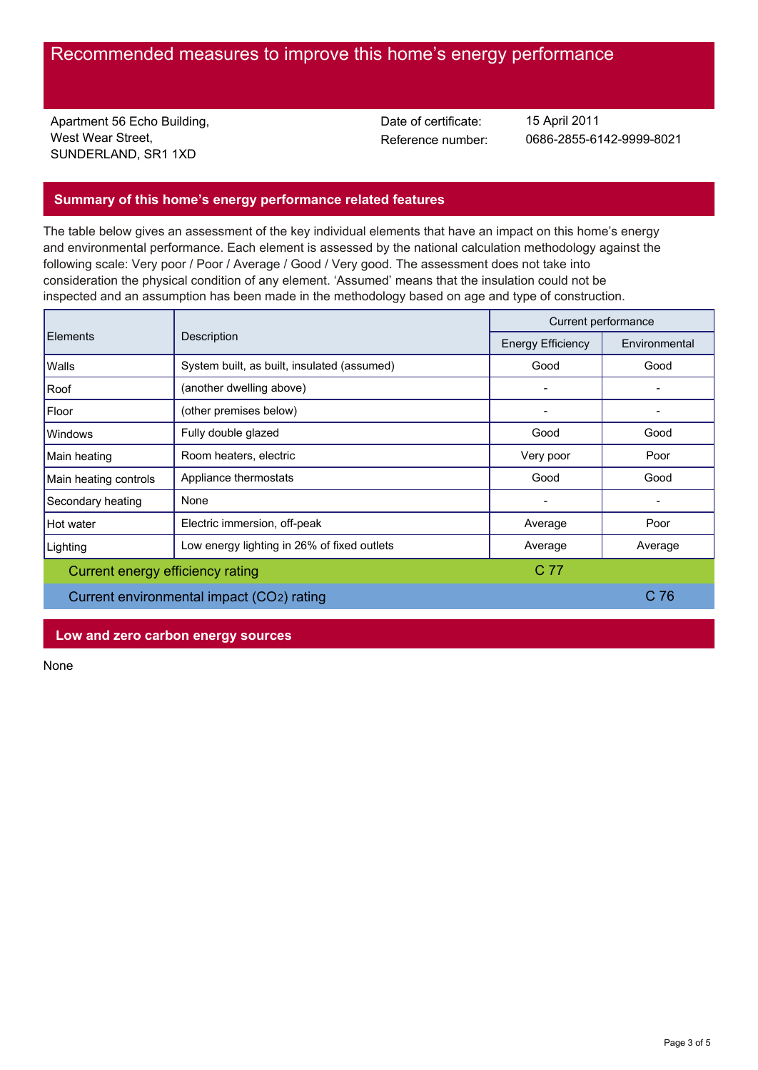# Recommended measures to improve this home's energy performance

Apartment 56 Echo Building,
West Wear Street,
SUNDERLAND, SR1 1XD

Date of certificate: 15 April 2011
Reference number: 0686-2855-6142-9999-8021

## Summary of this home's energy performance related features

The table below gives an assessment of the key individual elements that have an impact on this home's energy and environmental performance. Each element is assessed by the national calculation methodology against the following scale: Very poor / Poor / Average / Good / Very good. The assessment does not take into consideration the physical condition of any element. 'Assumed' means that the insulation could not be inspected and an assumption has been made in the methodology based on age and type of construction.

| Elements | Description | Current performance | |
|---|---|---|---|
| | | Energy Efficiency | Environmental |
| Walls | System built, as built, insulated (assumed) | Good | Good |
| Roof | (another dwelling above) | - | - |
| Floor | (other premises below) | - | - |
| Windows | Fully double glazed | Good | Good |
| Main heating | Room heaters, electric | Very poor | Poor |
| Main heating controls | Appliance thermostats | Good | Good |
| Secondary heating | None | - | - |
| Hot water | Electric immersion, off-peak | Average | Poor |
| Lighting | Low energy lighting in 26% of fixed outlets | Average | Average |
| Current energy efficiency rating | | C 77 | |
| Current environmental impact ($CO_2$) rating | | | C 76 |

## Low and zero carbon energy sources

None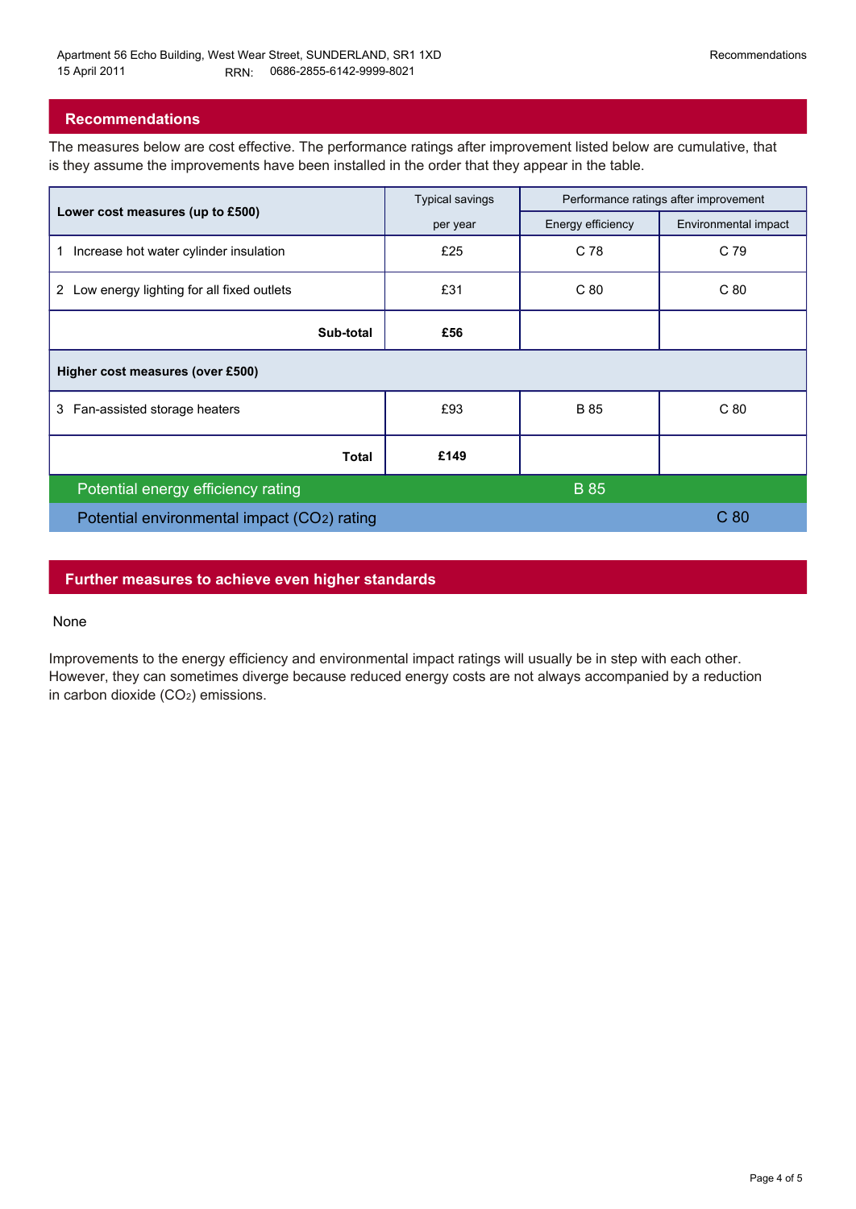## Recommendations

The measures below are cost effective. The performance ratings after improvement listed below are cumulative, that is they assume the improvements have been installed in the order that they appear in the table.

| Lower cost measures (up to £500) | Typical savings per year | Performance ratings after improvement | |
|---|---|---|---|
| | | Energy efficiency | Environmental impact |
| 1 Increase hot water cylinder insulation | £25 | C 78 | C 79 |
| 2 Low energy lighting for all fixed outlets | £31 | C 80 | C 80 |
| **Sub-total** | **£56** | | |
| **Higher cost measures (over £500)** | | | |
| 3 Fan-assisted storage heaters | £93 | B 85 | C 80 |
| **Total** | **£149** | | |
| Potential energy efficiency rating | | B 85 | |
| Potential environmental impact ($CO_2$) rating | | | C 80 |

## Further measures to achieve even higher standards

None

Improvements to the energy efficiency and environmental impact ratings will usually be in step with each other. However, they can sometimes diverge because reduced energy costs are not always accompanied by a reduction in carbon dioxide ($CO_2$) emissions.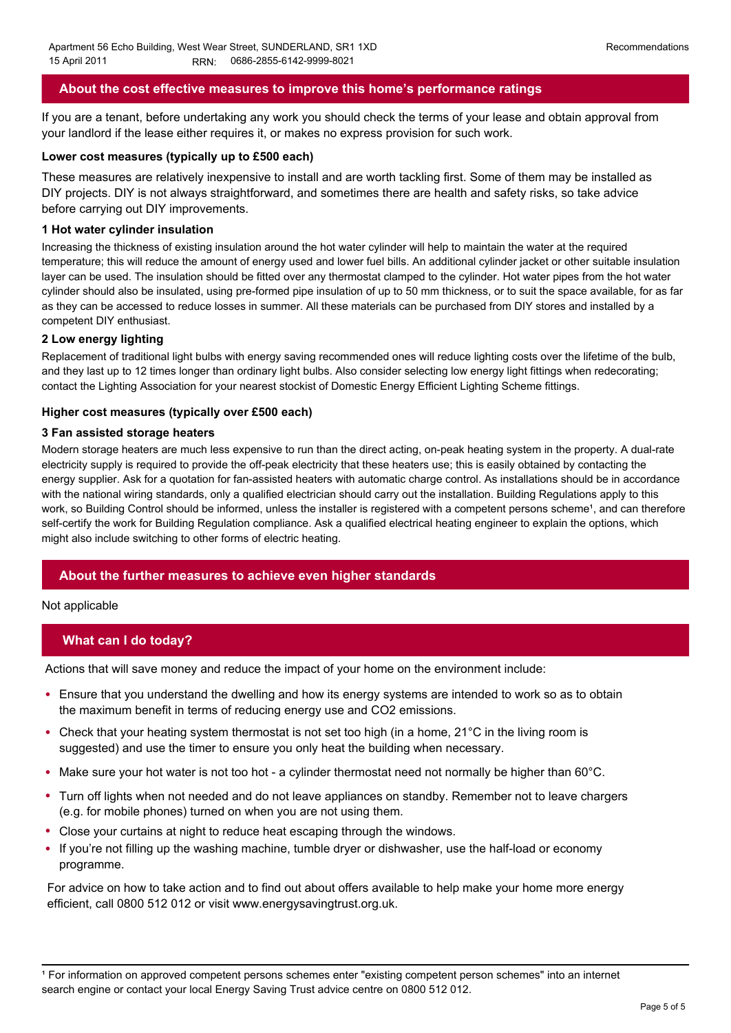## About the cost effective measures to improve this home's performance ratings

If you are a tenant, before undertaking any work you should check the terms of your lease and obtain approval from your landlord if the lease either requires it, or makes no express provision for such work.

**Lower cost measures (typically up to £500 each)**

These measures are relatively inexpensive to install and are worth tackling first. Some of them may be installed as DIY projects. DIY is not always straightforward, and sometimes there are health and safety risks, so take advice before carrying out DIY improvements.

**1 Hot water cylinder insulation**

Increasing the thickness of existing insulation around the hot water cylinder will help to maintain the water at the required temperature; this will reduce the amount of energy used and lower fuel bills. An additional cylinder jacket or other suitable insulation layer can be used. The insulation should be fitted over any thermostat clamped to the cylinder. Hot water pipes from the hot water cylinder should also be insulated, using pre-formed pipe insulation of up to 50 mm thickness, or to suit the space available, for as far as they can be accessed to reduce losses in summer. All these materials can be purchased from DIY stores and installed by a competent DIY enthusiast.

**2 Low energy lighting**

Replacement of traditional light bulbs with energy saving recommended ones will reduce lighting costs over the lifetime of the bulb, and they last up to 12 times longer than ordinary light bulbs. Also consider selecting low energy light fittings when redecorating; contact the Lighting Association for your nearest stockist of Domestic Energy Efficient Lighting Scheme fittings.

**Higher cost measures (typically over £500 each)**

**3 Fan assisted storage heaters**

Modern storage heaters are much less expensive to run than the direct acting, on-peak heating system in the property. A dual-rate electricity supply is required to provide the off-peak electricity that these heaters use; this is easily obtained by contacting the energy supplier. Ask for a quotation for fan-assisted heaters with automatic charge control. As installations should be in accordance with the national wiring standards, only a qualified electrician should carry out the installation. Building Regulations apply to this work, so Building Control should be informed, unless the installer is registered with a competent persons scheme[1], and can therefore self-certify the work for Building Regulation compliance. Ask a qualified electrical heating engineer to explain the options, which might also include switching to other forms of electric heating.

## About the further measures to achieve even higher standards

Not applicable

## What can I do today?

Actions that will save money and reduce the impact of your home on the environment include:

- Ensure that you understand the dwelling and how its energy systems are intended to work so as to obtain the maximum benefit in terms of reducing energy use and $CO_2$ emissions.
- Check that your heating system thermostat is not set too high (in a home, 21°C in the living room is suggested) and use the timer to ensure you only heat the building when necessary.
- Make sure your hot water is not too hot - a cylinder thermostat need not normally be higher than 60°C.
- Turn off lights when not needed and do not leave appliances on standby. Remember not to leave chargers (e.g. for mobile phones) turned on when you are not using them.
- Close your curtains at night to reduce heat escaping through the windows.
- If you're not filling up the washing machine, tumble dryer or dishwasher, use the half-load or economy programme.

For advice on how to take action and to find out about offers available to help make your home more energy efficient, call 0800 512 012 or visit www.energysavingtrust.org.uk.

---

[1] For information on approved competent persons schemes enter "existing competent person schemes" into an internet search engine or contact your local Energy Saving Trust advice centre on 0800 512 012.